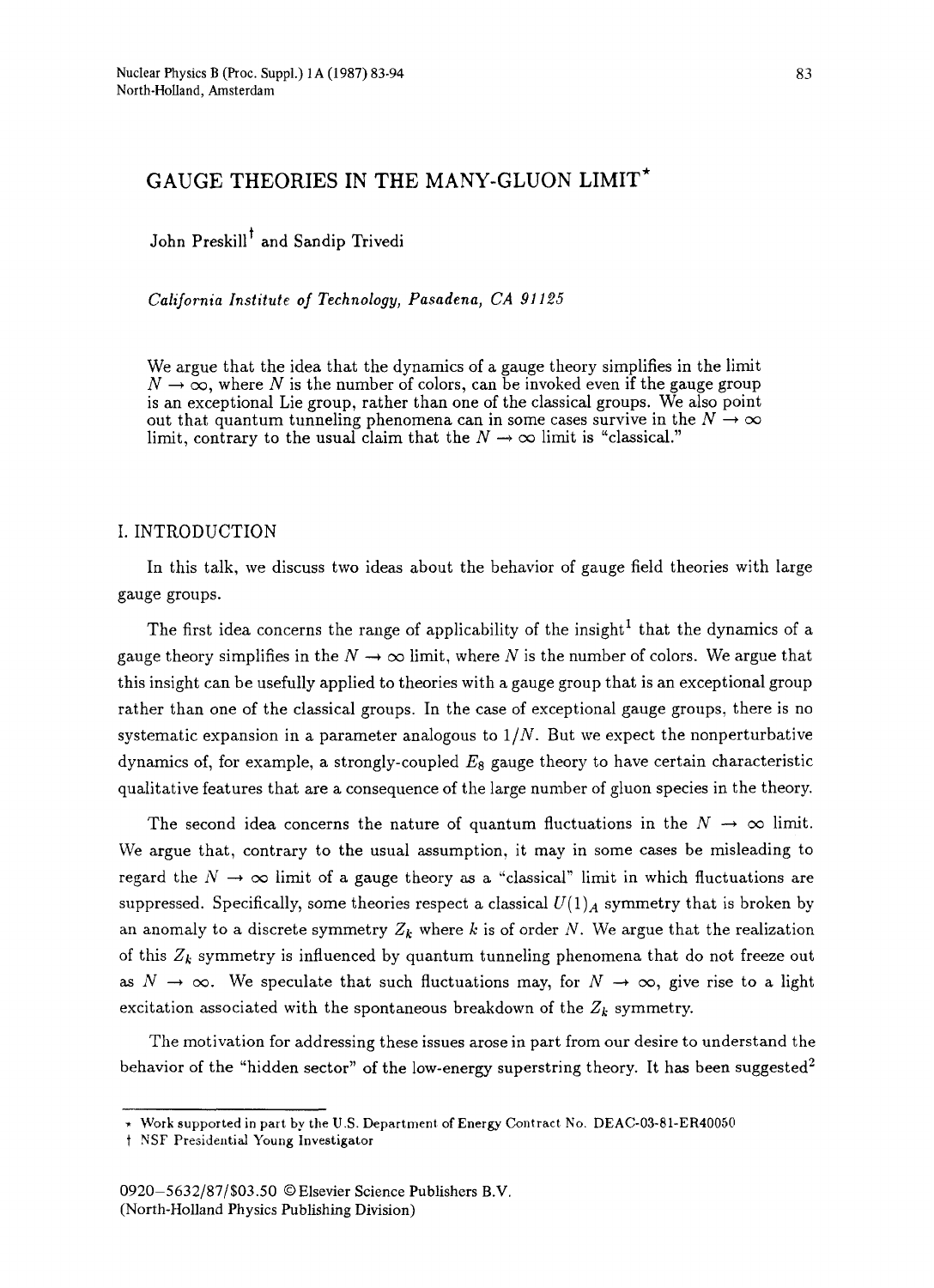# GAUGE THEORIES IN THE MANY-GLUON LIMIT*

John Preskill† and Sandip Trivedi

*California Institute of Technology, Pasadena, CA 91125*

We argue that the idea that the dynamics of a gauge theory simplifies in the limit $N \to \infty$, where $N$ is the number of colors, can be invoked even if the gauge group is an exceptional Lie group, rather than one of the classical groups. We also point out that quantum tunneling phenomena can in some cases survive in the $N \to \infty$ limit, contrary to the usual claim that the $N \to \infty$ limit is "classical."

## I. INTRODUCTION

In this talk, we discuss two ideas about the behavior of gauge field theories with large gauge groups.

The first idea concerns the range of applicability of the insight[1] that the dynamics of a gauge theory simplifies in the $N \to \infty$ limit, where $N$ is the number of colors. We argue that this insight can be usefully applied to theories with a gauge group that is an exceptional group rather than one of the classical groups. In the case of exceptional gauge groups, there is no systematic expansion in a parameter analogous to $1/N$. But we expect the nonperturbative dynamics of, for example, a strongly-coupled $E_8$ gauge theory to have certain characteristic qualitative features that are a consequence of the large number of gluon species in the theory.

The second idea concerns the nature of quantum fluctuations in the $N \to \infty$ limit. We argue that, contrary to the usual assumption, it may in some cases be misleading to regard the $N \to \infty$ limit of a gauge theory as a "classical" limit in which fluctuations are suppressed. Specifically, some theories respect a classical $U(1)_A$ symmetry that is broken by an anomaly to a discrete symmetry $Z_k$ where $k$ is of order $N$. We argue that the realization of this $Z_k$ symmetry is influenced by quantum tunneling phenomena that do not freeze out as $N \to \infty$. We speculate that such fluctuations may, for $N \to \infty$, give rise to a light excitation associated with the spontaneous breakdown of the $Z_k$ symmetry.

The motivation for addressing these issues arose in part from our desire to understand the behavior of the "hidden sector" of the low-energy superstring theory. It has been suggested[2]

---

* Work supported in part by the U.S. Department of Energy Contract No. DEAC-03-81-ER40050

† NSF Presidential Young Investigator

0920-5632/87/$03.50 © Elsevier Science Publishers B.V.
(North-Holland Physics Publishing Division)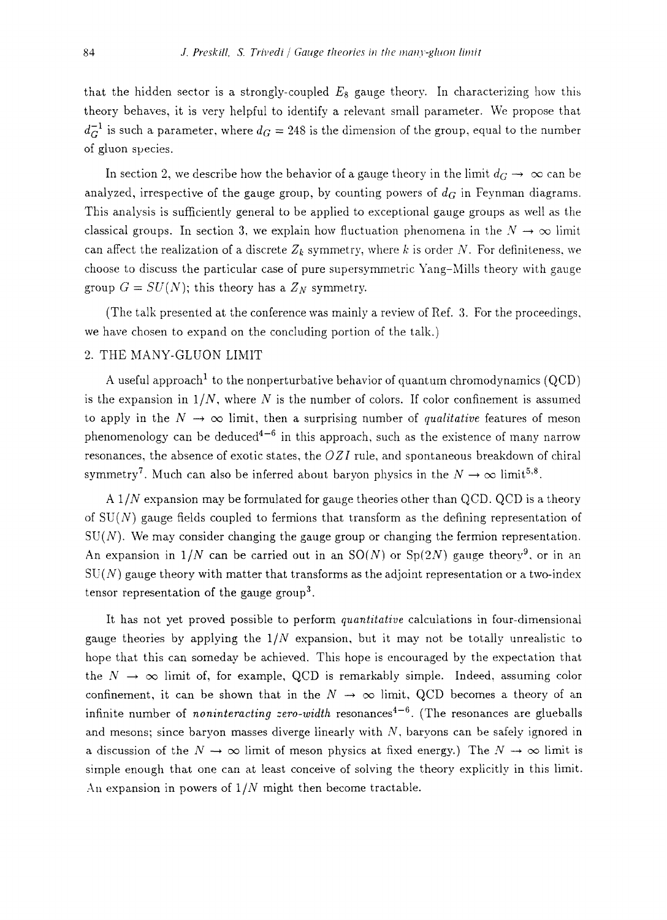that the hidden sector is a strongly-coupled $E_8$ gauge theory. In characterizing how this theory behaves, it is very helpful to identify a relevant small parameter. We propose that $d_G^{-1}$ is such a parameter, where $d_G = 248$ is the dimension of the group, equal to the number of gluon species.

In section 2, we describe how the behavior of a gauge theory in the limit $d_G \to \infty$ can be analyzed, irrespective of the gauge group, by counting powers of $d_G$ in Feynman diagrams. This analysis is sufficiently general to be applied to exceptional gauge groups as well as the classical groups. In section 3, we explain how fluctuation phenomena in the $N \to \infty$ limit can affect the realization of a discrete $Z_k$ symmetry, where $k$ is order $N$. For definiteness, we choose to discuss the particular case of pure supersymmetric Yang–Mills theory with gauge group $G = SU(N)$; this theory has a $Z_N$ symmetry.

(The talk presented at the conference was mainly a review of Ref. 3. For the proceedings, we have chosen to expand on the concluding portion of the talk.)

## 2. THE MANY-GLUON LIMIT

A useful approach[1] to the nonperturbative behavior of quantum chromodynamics (QCD) is the expansion in $1/N$, where $N$ is the number of colors. If color confinement is assumed to apply in the $N \to \infty$ limit, then a surprising number of *qualitative* features of meson phenomenology can be deduced[4–6] in this approach, such as the existence of many narrow resonances, the absence of exotic states, the $OZI$ rule, and spontaneous breakdown of chiral symmetry[7]. Much can also be inferred about baryon physics in the $N \to \infty$ limit[5,8].

A $1/N$ expansion may be formulated for gauge theories other than QCD. QCD is a theory of SU($N$) gauge fields coupled to fermions that transform as the defining representation of SU($N$). We may consider changing the gauge group or changing the fermion representation. An expansion in $1/N$ can be carried out in an SO($N$) or Sp($2N$) gauge theory[9], or in an SU($N$) gauge theory with matter that transforms as the adjoint representation or a two-index tensor representation of the gauge group[3].

It has not yet proved possible to perform *quantitative* calculations in four-dimensional gauge theories by applying the $1/N$ expansion, but it may not be totally unrealistic to hope that this can someday be achieved. This hope is encouraged by the expectation that the $N \to \infty$ limit of, for example, QCD is remarkably simple. Indeed, assuming color confinement, it can be shown that in the $N \to \infty$ limit, QCD becomes a theory of an infinite number of *noninteracting zero-width* resonances[4–6]. (The resonances are glueballs and mesons; since baryon masses diverge linearly with $N$, baryons can be safely ignored in a discussion of the $N \to \infty$ limit of meson physics at fixed energy.) The $N \to \infty$ limit is simple enough that one can at least conceive of solving the theory explicitly in this limit. An expansion in powers of $1/N$ might then become tractable.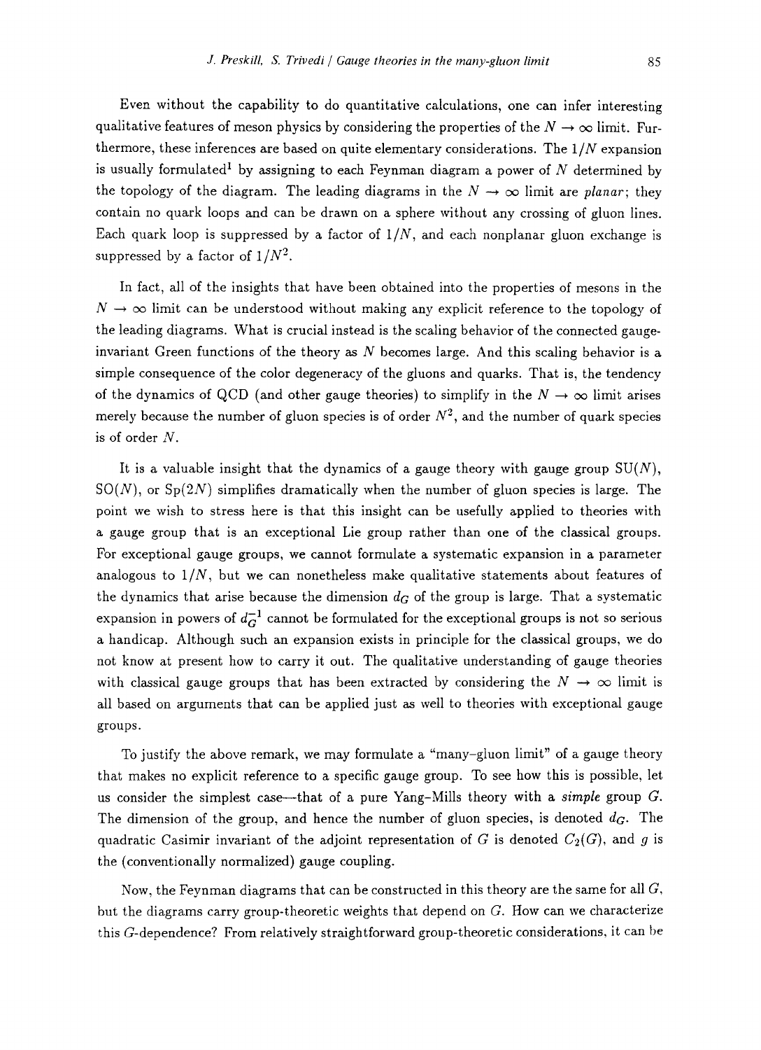Even without the capability to do quantitative calculations, one can infer interesting qualitative features of meson physics by considering the properties of the $N \to \infty$ limit. Furthermore, these inferences are based on quite elementary considerations. The $1/N$ expansion is usually formulated[1] by assigning to each Feynman diagram a power of $N$ determined by the topology of the diagram. The leading diagrams in the $N \to \infty$ limit are *planar*; they contain no quark loops and can be drawn on a sphere without any crossing of gluon lines. Each quark loop is suppressed by a factor of $1/N$, and each nonplanar gluon exchange is suppressed by a factor of $1/N^2$.

In fact, all of the insights that have been obtained into the properties of mesons in the $N \to \infty$ limit can be understood without making any explicit reference to the topology of the leading diagrams. What is crucial instead is the scaling behavior of the connected gauge-invariant Green functions of the theory as $N$ becomes large. And this scaling behavior is a simple consequence of the color degeneracy of the gluons and quarks. That is, the tendency of the dynamics of QCD (and other gauge theories) to simplify in the $N \to \infty$ limit arises merely because the number of gluon species is of order $N^2$, and the number of quark species is of order $N$.

It is a valuable insight that the dynamics of a gauge theory with gauge group $SU(N)$, $SO(N)$, or $Sp(2N)$ simplifies dramatically when the number of gluon species is large. The point we wish to stress here is that this insight can be usefully applied to theories with a gauge group that is an exceptional Lie group rather than one of the classical groups. For exceptional gauge groups, we cannot formulate a systematic expansion in a parameter analogous to $1/N$, but we can nonetheless make qualitative statements about features of the dynamics that arise because the dimension $d_G$ of the group is large. That a systematic expansion in powers of $d_G^{-1}$ cannot be formulated for the exceptional groups is not so serious a handicap. Although such an expansion exists in principle for the classical groups, we do not know at present how to carry it out. The qualitative understanding of gauge theories with classical gauge groups that has been extracted by considering the $N \to \infty$ limit is all based on arguments that can be applied just as well to theories with exceptional gauge groups.

To justify the above remark, we may formulate a "many-gluon limit" of a gauge theory that makes no explicit reference to a specific gauge group. To see how this is possible, let us consider the simplest case—that of a pure Yang-Mills theory with a *simple* group $G$. The dimension of the group, and hence the number of gluon species, is denoted $d_G$. The quadratic Casimir invariant of the adjoint representation of $G$ is denoted $C_2(G)$, and $g$ is the (conventionally normalized) gauge coupling.

Now, the Feynman diagrams that can be constructed in this theory are the same for all $G$, but the diagrams carry group-theoretic weights that depend on $G$. How can we characterize this $G$-dependence? From relatively straightforward group-theoretic considerations, it can be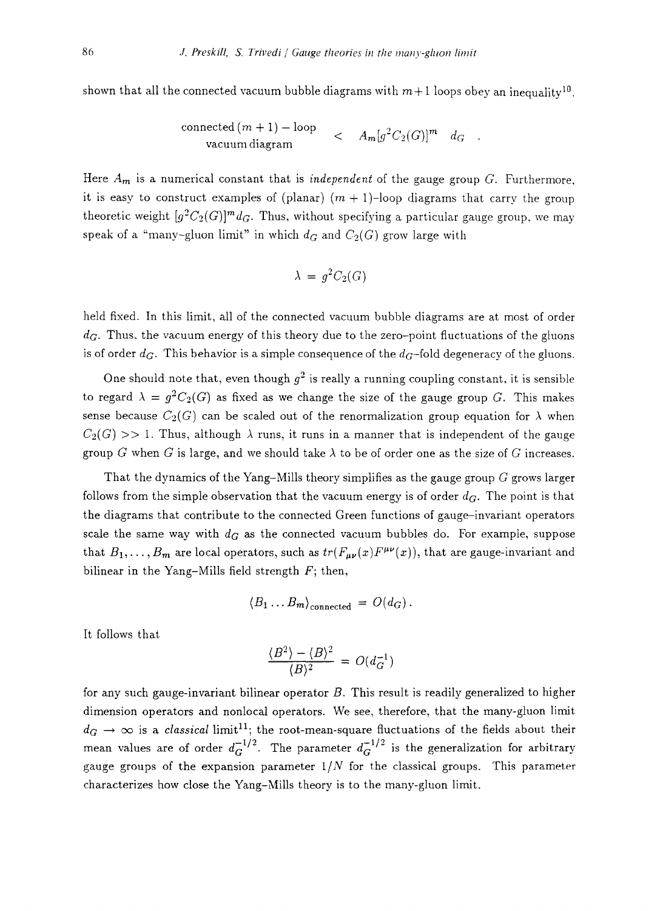shown that all the connected vacuum bubble diagrams with $m+1$ loops obey an inequality[10].

$$\begin{array}{c}\text{connected}\,(m+1)-\text{loop}\\ \text{vacuum diagram}\end{array} \quad < \quad A_m[g^2 C_2(G)]^m \;\; d_G \quad .$$

Here $A_m$ is a numerical constant that is *independent* of the gauge group $G$. Furthermore, it is easy to construct examples of (planar) $(m+1)$-loop diagrams that carry the group theoretic weight $[g^2C_2(G)]^m d_G$. Thus, without specifying a particular gauge group, we may speak of a "many-gluon limit" in which $d_G$ and $C_2(G)$ grow large with

$$\lambda \;=\; g^2 C_2(G)$$

held fixed. In this limit, all of the connected vacuum bubble diagrams are at most of order $d_G$. Thus, the vacuum energy of this theory due to the zero-point fluctuations of the gluons is of order $d_G$. This behavior is a simple consequence of the $d_G$-fold degeneracy of the gluons.

One should note that, even though $g^2$ is really a running coupling constant, it is sensible to regard $\lambda = g^2 C_2(G)$ as fixed as we change the size of the gauge group $G$. This makes sense because $C_2(G)$ can be scaled out of the renormalization group equation for $\lambda$ when $C_2(G) >> 1$. Thus, although $\lambda$ runs, it runs in a manner that is independent of the gauge group $G$ when $G$ is large, and we should take $\lambda$ to be of order one as the size of $G$ increases.

That the dynamics of the Yang–Mills theory simplifies as the gauge group $G$ grows larger follows from the simple observation that the vacuum energy is of order $d_G$. The point is that the diagrams that contribute to the connected Green functions of gauge–invariant operators scale the same way with $d_G$ as the connected vacuum bubbles do. For example, suppose that $B_1, \ldots, B_m$ are local operators, such as $tr(F_{\mu\nu}(x)F^{\mu\nu}(x))$, that are gauge-invariant and bilinear in the Yang-Mills field strength $F$; then,

$$\langle B_1 \ldots B_m \rangle_{\text{connected}} \;=\; O(d_G)\,.$$

It follows that

$$\frac{\langle B^2\rangle - \langle B\rangle^2}{\langle B\rangle^2} \;=\; O(d_G^{-1})$$

for any such gauge-invariant bilinear operator $B$. This result is readily generalized to higher dimension operators and nonlocal operators. We see, therefore, that the many-gluon limit $d_G \to \infty$ is a *classical* limit[11]; the root-mean-square fluctuations of the fields about their mean values are of order $d_G^{-1/2}$. The parameter $d_G^{-1/2}$ is the generalization for arbitrary gauge groups of the expansion parameter $1/N$ for the classical groups. This parameter characterizes how close the Yang-Mills theory is to the many-gluon limit.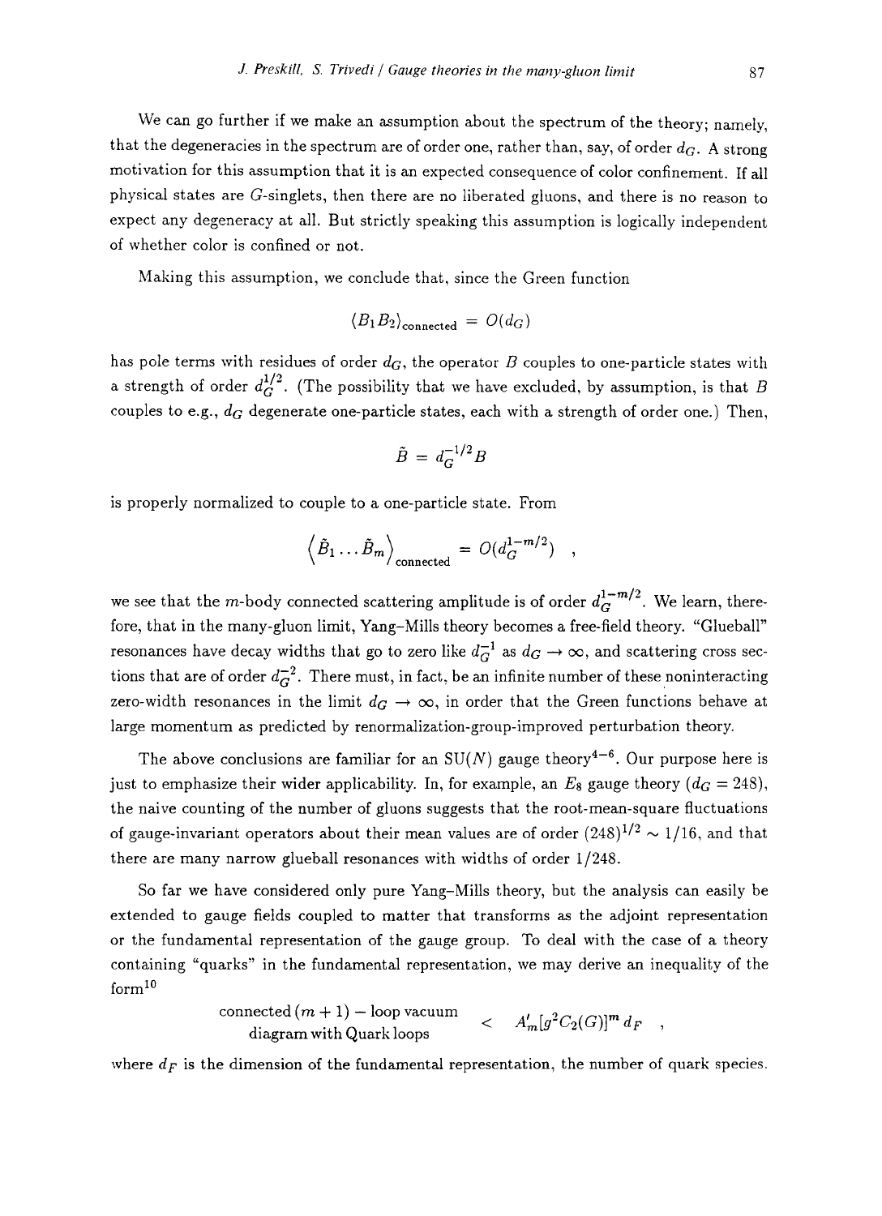We can go further if we make an assumption about the spectrum of the theory; namely, that the degeneracies in the spectrum are of order one, rather than, say, of order $d_G$. A strong motivation for this assumption that it is an expected consequence of color confinement. If all physical states are $G$-singlets, then there are no liberated gluons, and there is no reason to expect any degeneracy at all. But strictly speaking this assumption is logically independent of whether color is confined or not.

Making this assumption, we conclude that, since the Green function

$$\langle B_1 B_2 \rangle_{\text{connected}} = O(d_G)$$

has pole terms with residues of order $d_G$, the operator $B$ couples to one-particle states with a strength of order $d_G^{1/2}$. (The possibility that we have excluded, by assumption, is that $B$ couples to e.g., $d_G$ degenerate one-particle states, each with a strength of order one.) Then,

$$\tilde{B} = d_G^{-1/2} B$$

is properly normalized to couple to a one-particle state. From

$$\left\langle \tilde{B}_1 \ldots \tilde{B}_m \right\rangle_{\text{connected}} = O(d_G^{1-m/2}) \quad ,$$

we see that the $m$-body connected scattering amplitude is of order $d_G^{1-m/2}$. We learn, therefore, that in the many-gluon limit, Yang–Mills theory becomes a free-field theory. "Glueball" resonances have decay widths that go to zero like $d_G^{-1}$ as $d_G \to \infty$, and scattering cross sections that are of order $d_G^{-2}$. There must, in fact, be an infinite number of these noninteracting zero-width resonances in the limit $d_G \to \infty$, in order that the Green functions behave at large momentum as predicted by renormalization-group-improved perturbation theory.

The above conclusions are familiar for an SU($N$) gauge theory[4–6]. Our purpose here is just to emphasize their wider applicability. In, for example, an $E_8$ gauge theory ($d_G = 248$), the naive counting of the number of gluons suggests that the root-mean-square fluctuations of gauge-invariant operators about their mean values are of order $(248)^{1/2} \sim 1/16$, and that there are many narrow glueball resonances with widths of order 1/248.

So far we have considered only pure Yang–Mills theory, but the analysis can easily be extended to gauge fields coupled to matter that transforms as the adjoint representation or the fundamental representation of the gauge group. To deal with the case of a theory containing "quarks" in the fundamental representation, we may derive an inequality of the form[10]

$$\begin{array}{c}\text{connected}\,(m+1)-\text{loop vacuum} \\ \text{diagram with Quark loops}\end{array} \quad < \quad A'_m [g^2 C_2(G)]^m \, d_F \quad ,$$

where $d_F$ is the dimension of the fundamental representation, the number of quark species.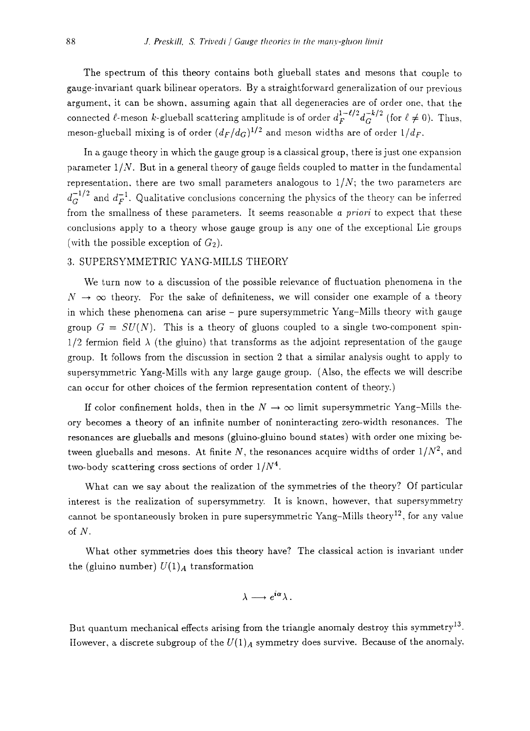The spectrum of this theory contains both glueball states and mesons that couple to gauge-invariant quark bilinear operators. By a straightforward generalization of our previous argument, it can be shown, assuming again that all degeneracies are of order one, that the connected $\ell$-meson $k$-glueball scattering amplitude is of order $d_F^{1-\ell/2} d_G^{-k/2}$ (for $\ell \neq 0$). Thus, meson-glueball mixing is of order $(d_F/d_G)^{1/2}$ and meson widths are of order $1/d_F$.

In a gauge theory in which the gauge group is a classical group, there is just one expansion parameter $1/N$. But in a general theory of gauge fields coupled to matter in the fundamental representation, there are two small parameters analogous to $1/N$; the two parameters are $d_G^{-1/2}$ and $d_F^{-1}$. Qualitative conclusions concerning the physics of the theory can be inferred from the smallness of these parameters. It seems reasonable *a priori* to expect that these conclusions apply to a theory whose gauge group is any one of the exceptional Lie groups (with the possible exception of $G_2$).

## 3. SUPERSYMMETRIC YANG-MILLS THEORY

We turn now to a discussion of the possible relevance of fluctuation phenomena in the $N \to \infty$ theory. For the sake of definiteness, we will consider one example of a theory in which these phenomena can arise – pure supersymmetric Yang-Mills theory with gauge group $G = SU(N)$. This is a theory of gluons coupled to a single two-component spin-1/2 fermion field $\lambda$ (the gluino) that transforms as the adjoint representation of the gauge group. It follows from the discussion in section 2 that a similar analysis ought to apply to supersymmetric Yang-Mills with any large gauge group. (Also, the effects we will describe can occur for other choices of the fermion representation content of theory.)

If color confinement holds, then in the $N \to \infty$ limit supersymmetric Yang-Mills theory becomes a theory of an infinite number of noninteracting zero-width resonances. The resonances are glueballs and mesons (gluino-gluino bound states) with order one mixing between glueballs and mesons. At finite $N$, the resonances acquire widths of order $1/N^2$, and two-body scattering cross sections of order $1/N^4$.

What can we say about the realization of the symmetries of the theory? Of particular interest is the realization of supersymmetry. It is known, however, that supersymmetry cannot be spontaneously broken in pure supersymmetric Yang-Mills theory[12], for any value of $N$.

What other symmetries does this theory have? The classical action is invariant under the (gluino number) $U(1)_A$ transformation

$$\lambda \longrightarrow e^{i\alpha} \lambda .$$

But quantum mechanical effects arising from the triangle anomaly destroy this symmetry[13]. However, a discrete subgroup of the $U(1)_A$ symmetry does survive. Because of the anomaly,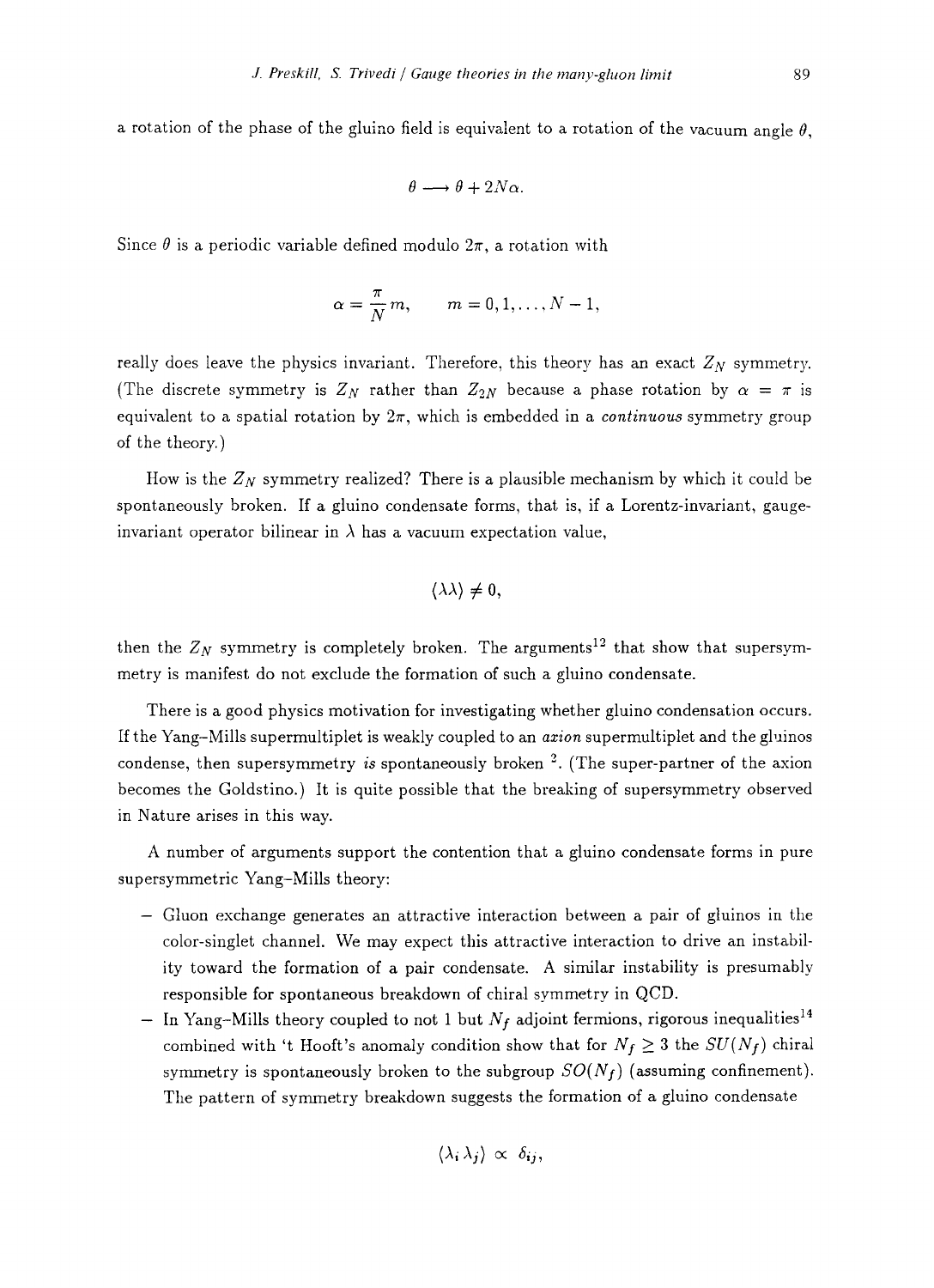a rotation of the phase of the gluino field is equivalent to a rotation of the vacuum angle $\theta$,

$$\theta \longrightarrow \theta + 2N\alpha.$$

Since $\theta$ is a periodic variable defined modulo $2\pi$, a rotation with

$$\alpha = \frac{\pi}{N}m, \qquad m = 0, 1, \ldots, N-1,$$

really does leave the physics invariant. Therefore, this theory has an exact $Z_N$ symmetry. (The discrete symmetry is $Z_N$ rather than $Z_{2N}$ because a phase rotation by $\alpha = \pi$ is equivalent to a spatial rotation by $2\pi$, which is embedded in a *continuous* symmetry group of the theory.)

How is the $Z_N$ symmetry realized? There is a plausible mechanism by which it could be spontaneously broken. If a gluino condensate forms, that is, if a Lorentz-invariant, gauge-invariant operator bilinear in $\lambda$ has a vacuum expectation value,

$$\langle \lambda\lambda \rangle \neq 0,$$

then the $Z_N$ symmetry is completely broken. The arguments[12] that show that supersymmetry is manifest do not exclude the formation of such a gluino condensate.

There is a good physics motivation for investigating whether gluino condensation occurs. If the Yang–Mills supermultiplet is weakly coupled to an *axion* supermultiplet and the gluinos condense, then supersymmetry *is* spontaneously broken [2]. (The super-partner of the axion becomes the Goldstino.) It is quite possible that the breaking of supersymmetry observed in Nature arises in this way.

A number of arguments support the contention that a gluino condensate forms in pure supersymmetric Yang–Mills theory:

- Gluon exchange generates an attractive interaction between a pair of gluinos in the color-singlet channel. We may expect this attractive interaction to drive an instability toward the formation of a pair condensate. A similar instability is presumably responsible for spontaneous breakdown of chiral symmetry in QCD.
- In Yang–Mills theory coupled to not 1 but $N_f$ adjoint fermions, rigorous inequalities[14] combined with 't Hooft's anomaly condition show that for $N_f \geq 3$ the $SU(N_f)$ chiral symmetry is spontaneously broken to the subgroup $SO(N_f)$ (assuming confinement). The pattern of symmetry breakdown suggests the formation of a gluino condensate

$$\langle \lambda_i \lambda_j \rangle \propto \delta_{ij},$$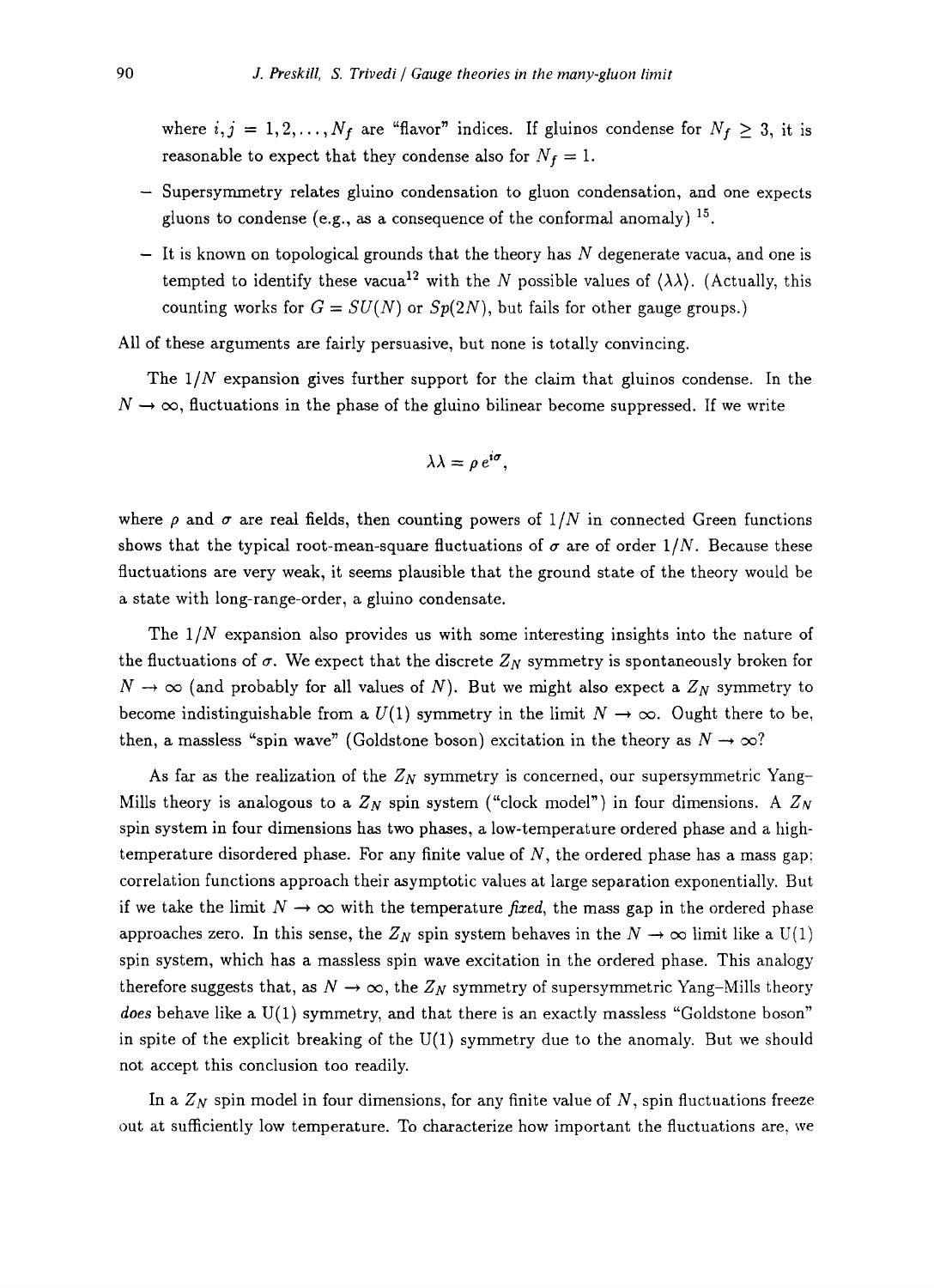where $i, j = 1, 2, \ldots, N_f$ are "flavor" indices. If gluinos condense for $N_f \geq 3$, it is reasonable to expect that they condense also for $N_f = 1$.

- Supersymmetry relates gluino condensation to gluon condensation, and one expects gluons to condense (e.g., as a consequence of the conformal anomaly) [15].
- It is known on topological grounds that the theory has $N$ degenerate vacua, and one is tempted to identify these vacua[12] with the $N$ possible values of $\langle\lambda\lambda\rangle$. (Actually, this counting works for $G = SU(N)$ or $Sp(2N)$, but fails for other gauge groups.)

All of these arguments are fairly persuasive, but none is totally convincing.

The $1/N$ expansion gives further support for the claim that gluinos condense. In the $N \to \infty$, fluctuations in the phase of the gluino bilinear become suppressed. If we write

$$\lambda\lambda = \rho\, e^{i\sigma},$$

where $\rho$ and $\sigma$ are real fields, then counting powers of $1/N$ in connected Green functions shows that the typical root-mean-square fluctuations of $\sigma$ are of order $1/N$. Because these fluctuations are very weak, it seems plausible that the ground state of the theory would be a state with long-range-order, a gluino condensate.

The $1/N$ expansion also provides us with some interesting insights into the nature of the fluctuations of $\sigma$. We expect that the discrete $Z_N$ symmetry is spontaneously broken for $N \to \infty$ (and probably for all values of $N$). But we might also expect a $Z_N$ symmetry to become indistinguishable from a $U(1)$ symmetry in the limit $N \to \infty$. Ought there to be, then, a massless "spin wave" (Goldstone boson) excitation in the theory as $N \to \infty$?

As far as the realization of the $Z_N$ symmetry is concerned, our supersymmetric Yang–Mills theory is analogous to a $Z_N$ spin system ("clock model") in four dimensions. A $Z_N$ spin system in four dimensions has two phases, a low-temperature ordered phase and a high-temperature disordered phase. For any finite value of $N$, the ordered phase has a mass gap; correlation functions approach their asymptotic values at large separation exponentially. But if we take the limit $N \to \infty$ with the temperature *fixed*, the mass gap in the ordered phase approaches zero. In this sense, the $Z_N$ spin system behaves in the $N \to \infty$ limit like a U(1) spin system, which has a massless spin wave excitation in the ordered phase. This analogy therefore suggests that, as $N \to \infty$, the $Z_N$ symmetry of supersymmetric Yang–Mills theory *does* behave like a U(1) symmetry, and that there is an exactly massless "Goldstone boson" in spite of the explicit breaking of the U(1) symmetry due to the anomaly. But we should not accept this conclusion too readily.

In a $Z_N$ spin model in four dimensions, for any finite value of $N$, spin fluctuations freeze out at sufficiently low temperature. To characterize how important the fluctuations are, we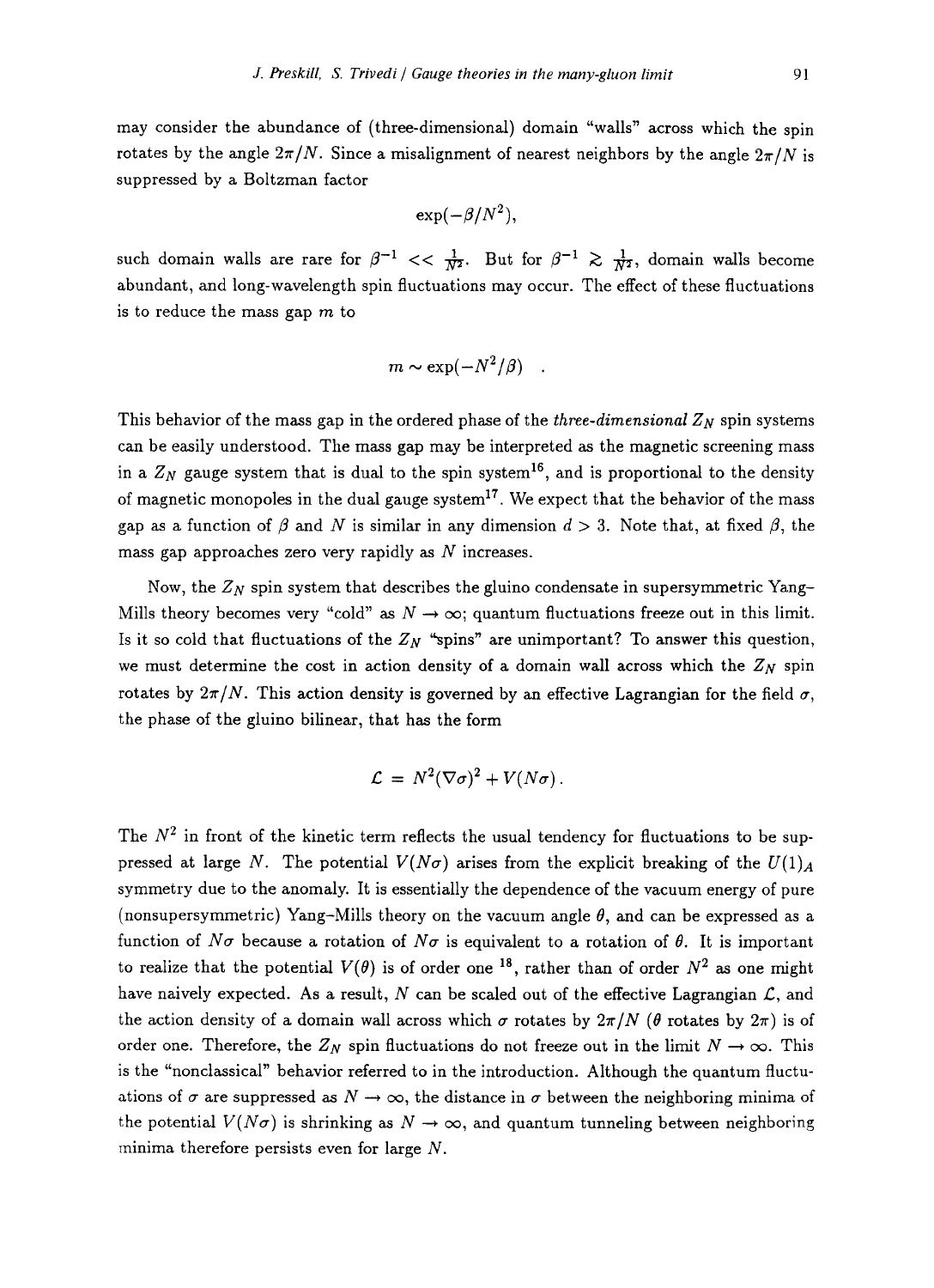may consider the abundance of (three-dimensional) domain "walls" across which the spin rotates by the angle $2\pi/N$. Since a misalignment of nearest neighbors by the angle $2\pi/N$ is suppressed by a Boltzman factor

$$\exp(-\beta/N^2),$$

such domain walls are rare for $\beta^{-1} << \frac{1}{N^2}$. But for $\beta^{-1} \gtrsim \frac{1}{N^2}$, domain walls become abundant, and long-wavelength spin fluctuations may occur. The effect of these fluctuations is to reduce the mass gap $m$ to

$$m \sim \exp(-N^2/\beta) \quad .$$

This behavior of the mass gap in the ordered phase of the *three-dimensional* $Z_N$ spin systems can be easily understood. The mass gap may be interpreted as the magnetic screening mass in a $Z_N$ gauge system that is dual to the spin system[16], and is proportional to the density of magnetic monopoles in the dual gauge system[17]. We expect that the behavior of the mass gap as a function of $\beta$ and $N$ is similar in any dimension $d > 3$. Note that, at fixed $\beta$, the mass gap approaches zero very rapidly as $N$ increases.

Now, the $Z_N$ spin system that describes the gluino condensate in supersymmetric Yang–Mills theory becomes very "cold" as $N \to \infty$; quantum fluctuations freeze out in this limit. Is it so cold that fluctuations of the $Z_N$ "spins" are unimportant? To answer this question, we must determine the cost in action density of a domain wall across which the $Z_N$ spin rotates by $2\pi/N$. This action density is governed by an effective Lagrangian for the field $\sigma$, the phase of the gluino bilinear, that has the form

$$\mathcal{L} = N^2(\nabla\sigma)^2 + V(N\sigma).$$

The $N^2$ in front of the kinetic term reflects the usual tendency for fluctuations to be suppressed at large $N$. The potential $V(N\sigma)$ arises from the explicit breaking of the $U(1)_A$ symmetry due to the anomaly. It is essentially the dependence of the vacuum energy of pure (nonsupersymmetric) Yang–Mills theory on the vacuum angle $\theta$, and can be expressed as a function of $N\sigma$ because a rotation of $N\sigma$ is equivalent to a rotation of $\theta$. It is important to realize that the potential $V(\theta)$ is of order one [18], rather than of order $N^2$ as one might have naively expected. As a result, $N$ can be scaled out of the effective Lagrangian $\mathcal{L}$, and the action density of a domain wall across which $\sigma$ rotates by $2\pi/N$ ($\theta$ rotates by $2\pi$) is of order one. Therefore, the $Z_N$ spin fluctuations do not freeze out in the limit $N \to \infty$. This is the "nonclassical" behavior referred to in the introduction. Although the quantum fluctuations of $\sigma$ are suppressed as $N \to \infty$, the distance in $\sigma$ between the neighboring minima of the potential $V(N\sigma)$ is shrinking as $N \to \infty$, and quantum tunneling between neighboring minima therefore persists even for large $N$.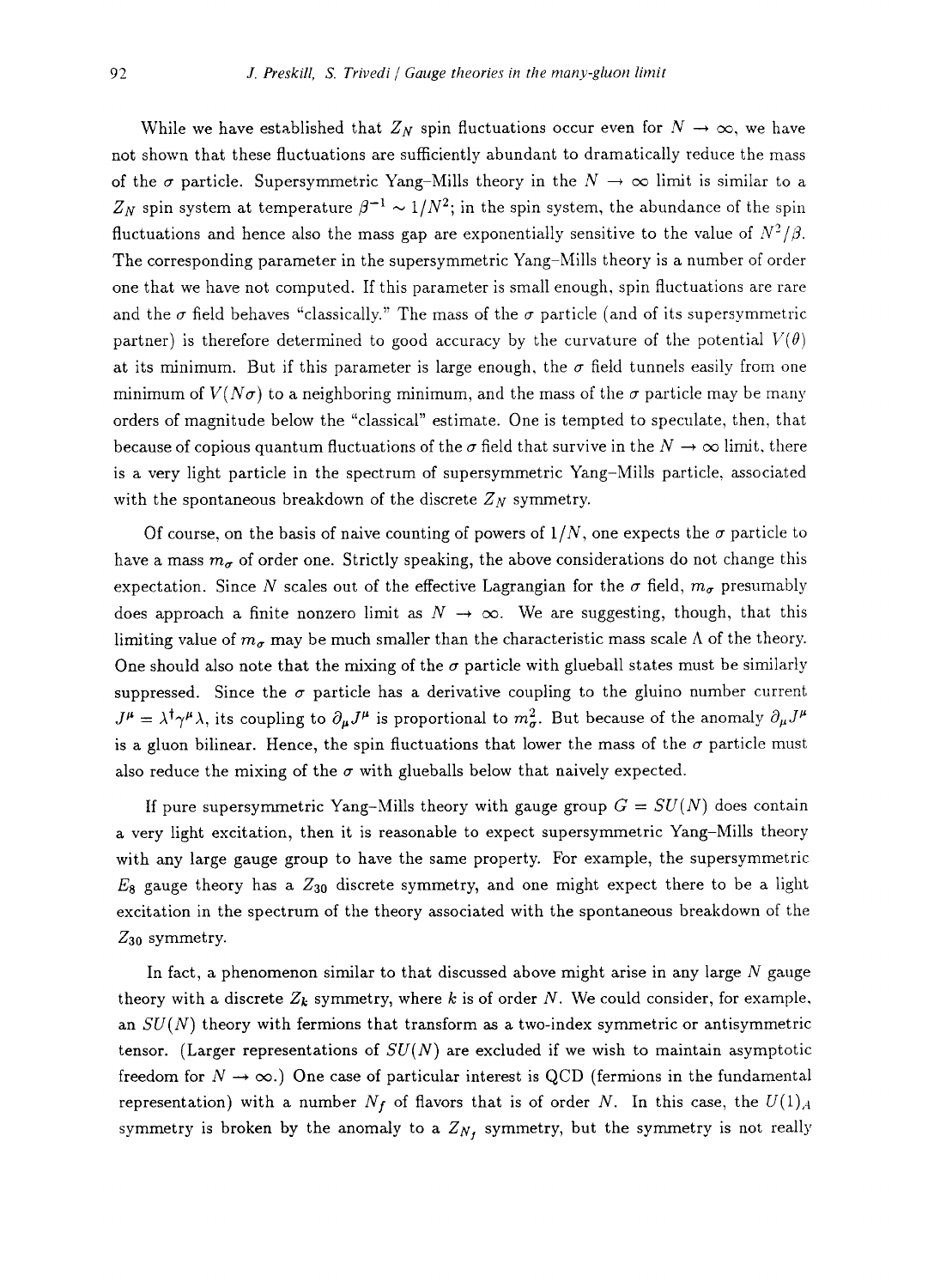While we have established that $Z_N$ spin fluctuations occur even for $N \to \infty$, we have not shown that these fluctuations are sufficiently abundant to dramatically reduce the mass of the $\sigma$ particle. Supersymmetric Yang–Mills theory in the $N \to \infty$ limit is similar to a $Z_N$ spin system at temperature $\beta^{-1} \sim 1/N^2$; in the spin system, the abundance of the spin fluctuations and hence also the mass gap are exponentially sensitive to the value of $N^2/\beta$. The corresponding parameter in the supersymmetric Yang–Mills theory is a number of order one that we have not computed. If this parameter is small enough, spin fluctuations are rare and the $\sigma$ field behaves "classically." The mass of the $\sigma$ particle (and of its supersymmetric partner) is therefore determined to good accuracy by the curvature of the potential $V(\theta)$ at its minimum. But if this parameter is large enough, the $\sigma$ field tunnels easily from one minimum of $V(N\sigma)$ to a neighboring minimum, and the mass of the $\sigma$ particle may be many orders of magnitude below the "classical" estimate. One is tempted to speculate, then, that because of copious quantum fluctuations of the $\sigma$ field that survive in the $N \to \infty$ limit, there is a very light particle in the spectrum of supersymmetric Yang–Mills particle, associated with the spontaneous breakdown of the discrete $Z_N$ symmetry.

Of course, on the basis of naive counting of powers of $1/N$, one expects the $\sigma$ particle to have a mass $m_\sigma$ of order one. Strictly speaking, the above considerations do not change this expectation. Since $N$ scales out of the effective Lagrangian for the $\sigma$ field, $m_\sigma$ presumably does approach a finite nonzero limit as $N \to \infty$. We are suggesting, though, that this limiting value of $m_\sigma$ may be much smaller than the characteristic mass scale $\Lambda$ of the theory. One should also note that the mixing of the $\sigma$ particle with glueball states must be similarly suppressed. Since the $\sigma$ particle has a derivative coupling to the gluino number current $J^\mu = \lambda^\dagger \gamma^\mu \lambda$, its coupling to $\partial_\mu J^\mu$ is proportional to $m_\sigma^2$. But because of the anomaly $\partial_\mu J^\mu$ is a gluon bilinear. Hence, the spin fluctuations that lower the mass of the $\sigma$ particle must also reduce the mixing of the $\sigma$ with glueballs below that naively expected.

If pure supersymmetric Yang–Mills theory with gauge group $G = SU(N)$ does contain a very light excitation, then it is reasonable to expect supersymmetric Yang–Mills theory with any large gauge group to have the same property. For example, the supersymmetric $E_8$ gauge theory has a $Z_{30}$ discrete symmetry, and one might expect there to be a light excitation in the spectrum of the theory associated with the spontaneous breakdown of the $Z_{30}$ symmetry.

In fact, a phenomenon similar to that discussed above might arise in any large $N$ gauge theory with a discrete $Z_k$ symmetry, where $k$ is of order $N$. We could consider, for example, an $SU(N)$ theory with fermions that transform as a two-index symmetric or antisymmetric tensor. (Larger representations of $SU(N)$ are excluded if we wish to maintain asymptotic freedom for $N \to \infty$.) One case of particular interest is QCD (fermions in the fundamental representation) with a number $N_f$ of flavors that is of order $N$. In this case, the $U(1)_A$ symmetry is broken by the anomaly to a $Z_{N_f}$ symmetry, but the symmetry is not really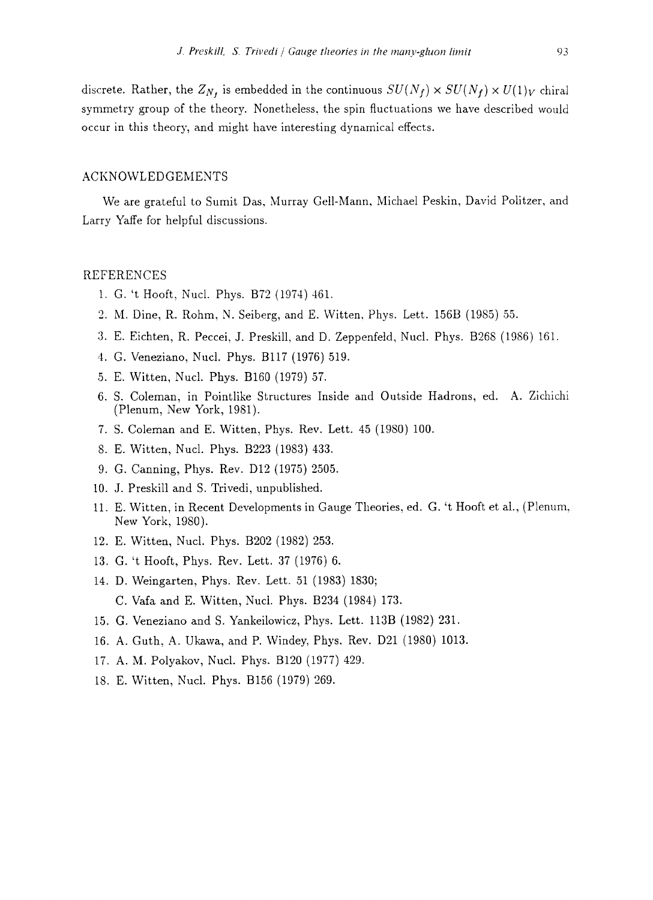discrete. Rather, the $Z_{N_f}$ is embedded in the continuous $SU(N_f) \times SU(N_f) \times U(1)_V$ chiral symmetry group of the theory. Nonetheless, the spin fluctuations we have described would occur in this theory, and might have interesting dynamical effects.

## ACKNOWLEDGEMENTS

We are grateful to Sumit Das, Murray Gell-Mann, Michael Peskin, David Politzer, and Larry Yaffe for helpful discussions.

## REFERENCES

1. G. 't Hooft, Nucl. Phys. B72 (1974) 461.
2. M. Dine, R. Rohm, N. Seiberg, and E. Witten, Phys. Lett. 156B (1985) 55.
3. E. Eichten, R. Peccei, J. Preskill, and D. Zeppenfeld, Nucl. Phys. B268 (1986) 161.
4. G. Veneziano, Nucl. Phys. B117 (1976) 519.
5. E. Witten, Nucl. Phys. B160 (1979) 57.
6. S. Coleman, in Pointlike Structures Inside and Outside Hadrons, ed. A. Zichichi (Plenum, New York, 1981).
7. S. Coleman and E. Witten, Phys. Rev. Lett. 45 (1980) 100.
8. E. Witten, Nucl. Phys. B223 (1983) 433.
9. G. Canning, Phys. Rev. D12 (1975) 2505.
10. J. Preskill and S. Trivedi, unpublished.
11. E. Witten, in Recent Developments in Gauge Theories, ed. G. 't Hooft et al., (Plenum, New York, 1980).
12. E. Witten, Nucl. Phys. B202 (1982) 253.
13. G. 't Hooft, Phys. Rev. Lett. 37 (1976) 6.
14. D. Weingarten, Phys. Rev. Lett. 51 (1983) 1830;
    C. Vafa and E. Witten, Nucl. Phys. B234 (1984) 173.
15. G. Veneziano and S. Yankeilowicz, Phys. Lett. 113B (1982) 231.
16. A. Guth, A. Ukawa, and P. Windey, Phys. Rev. D21 (1980) 1013.
17. A. M. Polyakov, Nucl. Phys. B120 (1977) 429.
18. E. Witten, Nucl. Phys. B156 (1979) 269.